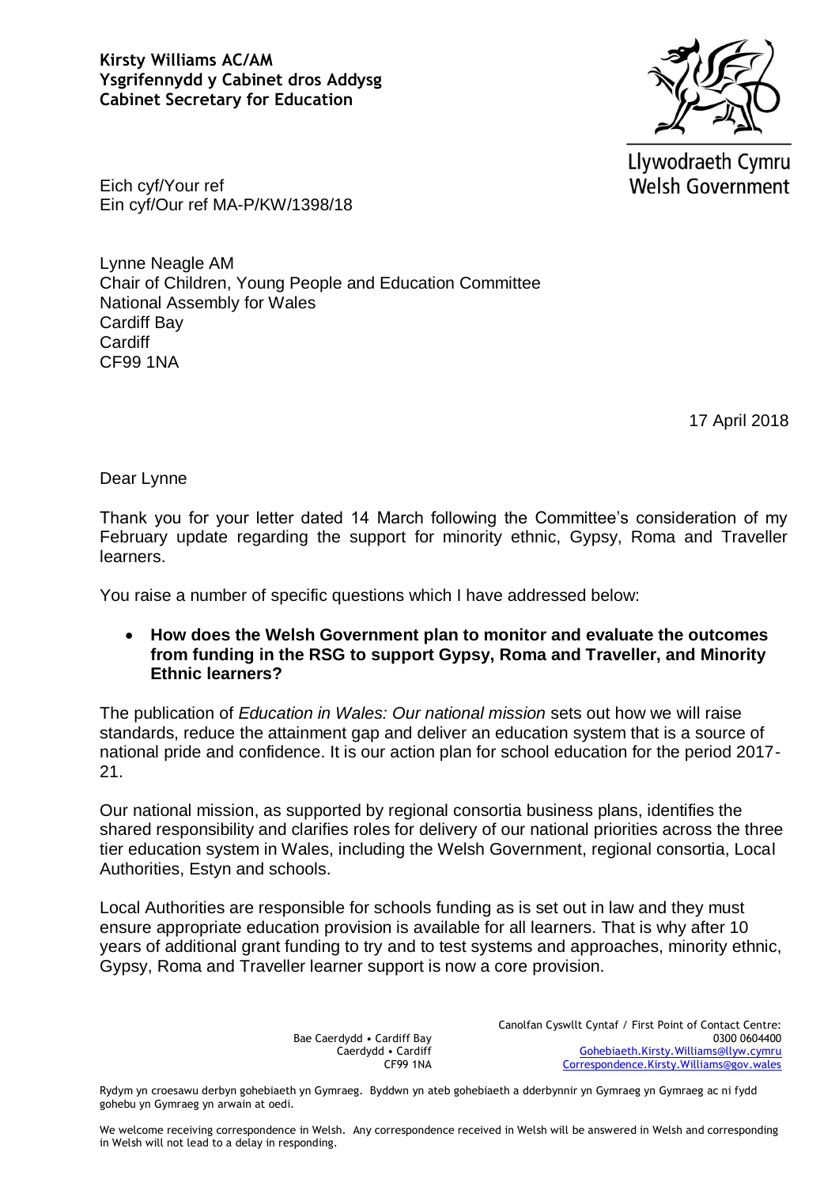**Kirsty Williams AC/AM**
**Ysgrifennydd y Cabinet dros Addysg**
**Cabinet Secretary for Education**

Llywodraeth Cymru
Welsh Government

Eich cyf/Your ref
Ein cyf/Our ref MA-P/KW/1398/18

Lynne Neagle AM
Chair of Children, Young People and Education Committee
National Assembly for Wales
Cardiff Bay
Cardiff
CF99 1NA

17 April 2018

Dear Lynne

Thank you for your letter dated 14 March following the Committee's consideration of my February update regarding the support for minority ethnic, Gypsy, Roma and Traveller learners.

You raise a number of specific questions which I have addressed below:

- **How does the Welsh Government plan to monitor and evaluate the outcomes from funding in the RSG to support Gypsy, Roma and Traveller, and Minority Ethnic learners?**

The publication of *Education in Wales: Our national mission* sets out how we will raise standards, reduce the attainment gap and deliver an education system that is a source of national pride and confidence. It is our action plan for school education for the period 2017-21.

Our national mission, as supported by regional consortia business plans, identifies the shared responsibility and clarifies roles for delivery of our national priorities across the three tier education system in Wales, including the Welsh Government, regional consortia, Local Authorities, Estyn and schools.

Local Authorities are responsible for schools funding as is set out in law and they must ensure appropriate education provision is available for all learners. That is why after 10 years of additional grant funding to try and to test systems and approaches, minority ethnic, Gypsy, Roma and Traveller learner support is now a core provision.

Bae Caerdydd • Cardiff Bay
Caerdydd • Cardiff
CF99 1NA

Canolfan Cyswllt Cyntaf / First Point of Contact Centre:
0300 0604400
Gohebiaeth.Kirsty.Williams@llyw.cymru
Correspondence.Kirsty.Williams@gov.wales

Rydym yn croesawu derbyn gohebiaeth yn Gymraeg. Byddwn yn ateb gohebiaeth a dderbynnir yn Gymraeg yn Gymraeg ac ni fydd gohebu yn Gymraeg yn arwain at oedi.

We welcome receiving correspondence in Welsh. Any correspondence received in Welsh will be answered in Welsh and corresponding in Welsh will not lead to a delay in responding.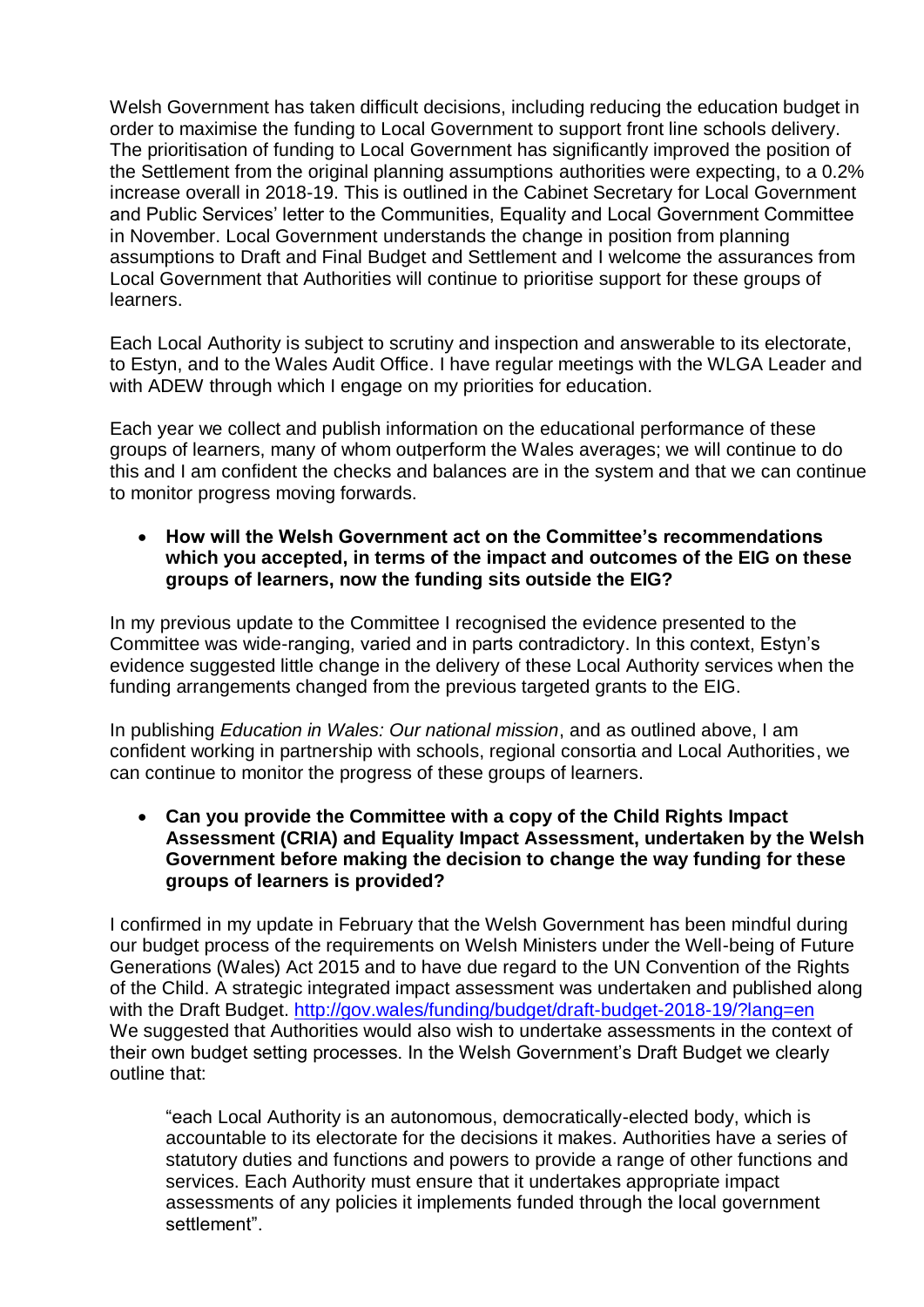Welsh Government has taken difficult decisions, including reducing the education budget in order to maximise the funding to Local Government to support front line schools delivery. The prioritisation of funding to Local Government has significantly improved the position of the Settlement from the original planning assumptions authorities were expecting, to a 0.2% increase overall in 2018-19. This is outlined in the Cabinet Secretary for Local Government and Public Services' letter to the Communities, Equality and Local Government Committee in November. Local Government understands the change in position from planning assumptions to Draft and Final Budget and Settlement and I welcome the assurances from Local Government that Authorities will continue to prioritise support for these groups of learners.

Each Local Authority is subject to scrutiny and inspection and answerable to its electorate, to Estyn, and to the Wales Audit Office. I have regular meetings with the WLGA Leader and with ADEW through which I engage on my priorities for education.

Each year we collect and publish information on the educational performance of these groups of learners, many of whom outperform the Wales averages; we will continue to do this and I am confident the checks and balances are in the system and that we can continue to monitor progress moving forwards.

- **How will the Welsh Government act on the Committee's recommendations which you accepted, in terms of the impact and outcomes of the EIG on these groups of learners, now the funding sits outside the EIG?**

In my previous update to the Committee I recognised the evidence presented to the Committee was wide-ranging, varied and in parts contradictory. In this context, Estyn's evidence suggested little change in the delivery of these Local Authority services when the funding arrangements changed from the previous targeted grants to the EIG.

In publishing *Education in Wales: Our national mission*, and as outlined above, I am confident working in partnership with schools, regional consortia and Local Authorities, we can continue to monitor the progress of these groups of learners.

- **Can you provide the Committee with a copy of the Child Rights Impact Assessment (CRIA) and Equality Impact Assessment, undertaken by the Welsh Government before making the decision to change the way funding for these groups of learners is provided?**

I confirmed in my update in February that the Welsh Government has been mindful during our budget process of the requirements on Welsh Ministers under the Well-being of Future Generations (Wales) Act 2015 and to have due regard to the UN Convention of the Rights of the Child. A strategic integrated impact assessment was undertaken and published along with the Draft Budget. http://gov.wales/funding/budget/draft-budget-2018-19/?lang=en
We suggested that Authorities would also wish to undertake assessments in the context of their own budget setting processes. In the Welsh Government's Draft Budget we clearly outline that:

> "each Local Authority is an autonomous, democratically-elected body, which is accountable to its electorate for the decisions it makes. Authorities have a series of statutory duties and functions and powers to provide a range of other functions and services. Each Authority must ensure that it undertakes appropriate impact assessments of any policies it implements funded through the local government settlement".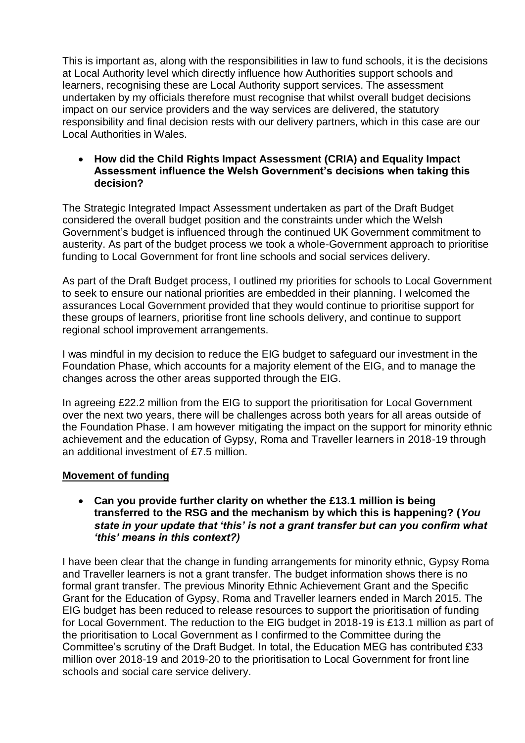This is important as, along with the responsibilities in law to fund schools, it is the decisions at Local Authority level which directly influence how Authorities support schools and learners, recognising these are Local Authority support services. The assessment undertaken by my officials therefore must recognise that whilst overall budget decisions impact on our service providers and the way services are delivered, the statutory responsibility and final decision rests with our delivery partners, which in this case are our Local Authorities in Wales.

- **How did the Child Rights Impact Assessment (CRIA) and Equality Impact Assessment influence the Welsh Government's decisions when taking this decision?**

The Strategic Integrated Impact Assessment undertaken as part of the Draft Budget considered the overall budget position and the constraints under which the Welsh Government's budget is influenced through the continued UK Government commitment to austerity. As part of the budget process we took a whole-Government approach to prioritise funding to Local Government for front line schools and social services delivery.

As part of the Draft Budget process, I outlined my priorities for schools to Local Government to seek to ensure our national priorities are embedded in their planning. I welcomed the assurances Local Government provided that they would continue to prioritise support for these groups of learners, prioritise front line schools delivery, and continue to support regional school improvement arrangements.

I was mindful in my decision to reduce the EIG budget to safeguard our investment in the Foundation Phase, which accounts for a majority element of the EIG, and to manage the changes across the other areas supported through the EIG.

In agreeing £22.2 million from the EIG to support the prioritisation for Local Government over the next two years, there will be challenges across both years for all areas outside of the Foundation Phase. I am however mitigating the impact on the support for minority ethnic achievement and the education of Gypsy, Roma and Traveller learners in 2018-19 through an additional investment of £7.5 million.

**<u>Movement of funding</u>**

- **Can you provide further clarity on whether the £13.1 million is being transferred to the RSG and the mechanism by which this is happening? (*You state in your update that 'this' is not a grant transfer but can you confirm what 'this' means in this context?)***

I have been clear that the change in funding arrangements for minority ethnic, Gypsy Roma and Traveller learners is not a grant transfer. The budget information shows there is no formal grant transfer. The previous Minority Ethnic Achievement Grant and the Specific Grant for the Education of Gypsy, Roma and Traveller learners ended in March 2015. The EIG budget has been reduced to release resources to support the prioritisation of funding for Local Government. The reduction to the EIG budget in 2018-19 is £13.1 million as part of the prioritisation to Local Government as I confirmed to the Committee during the Committee's scrutiny of the Draft Budget. In total, the Education MEG has contributed £33 million over 2018-19 and 2019-20 to the prioritisation to Local Government for front line schools and social care service delivery.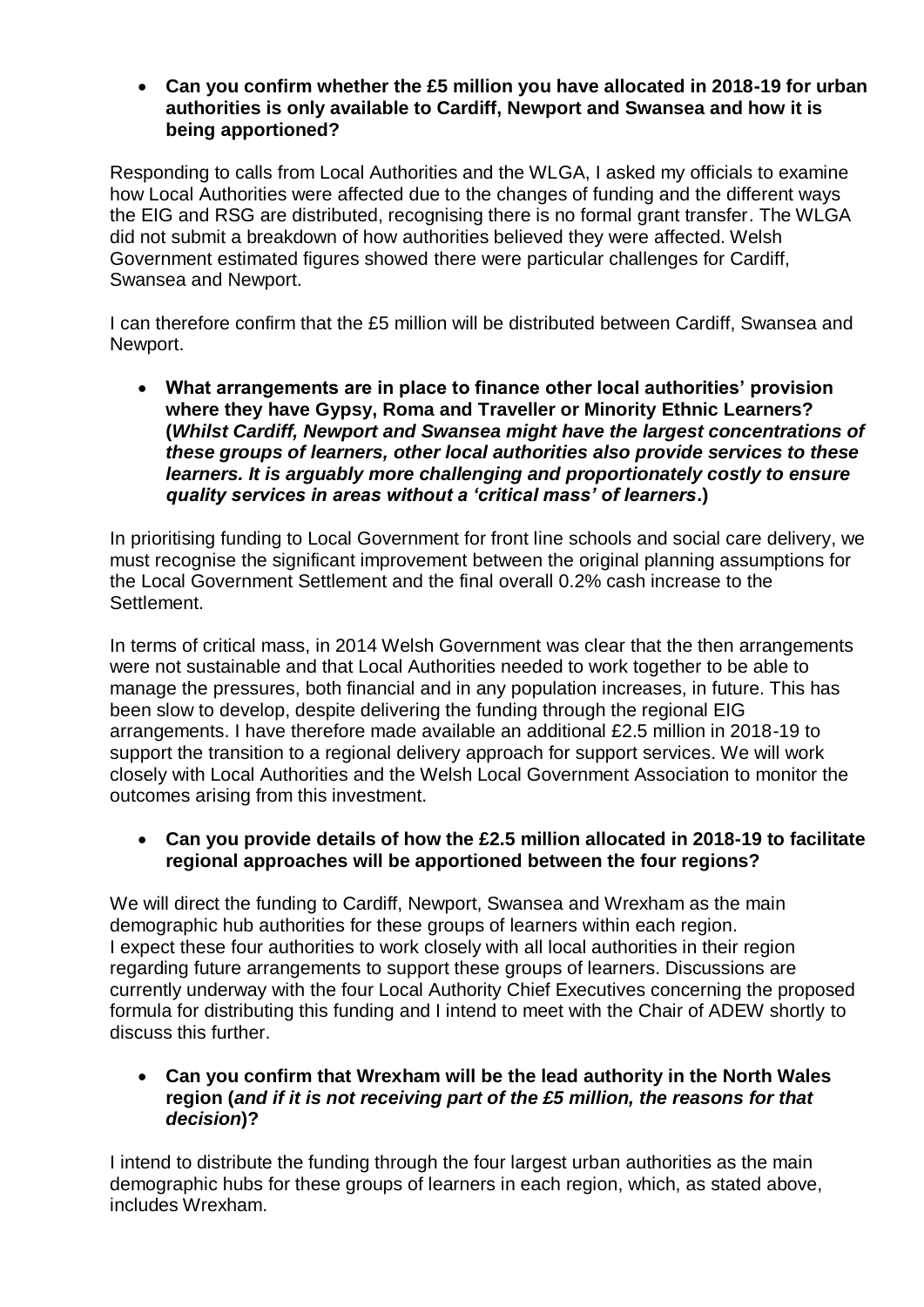- **Can you confirm whether the £5 million you have allocated in 2018-19 for urban authorities is only available to Cardiff, Newport and Swansea and how it is being apportioned?**

Responding to calls from Local Authorities and the WLGA, I asked my officials to examine how Local Authorities were affected due to the changes of funding and the different ways the EIG and RSG are distributed, recognising there is no formal grant transfer. The WLGA did not submit a breakdown of how authorities believed they were affected. Welsh Government estimated figures showed there were particular challenges for Cardiff, Swansea and Newport.

I can therefore confirm that the £5 million will be distributed between Cardiff, Swansea and Newport.

- **What arrangements are in place to finance other local authorities' provision where they have Gypsy, Roma and Traveller or Minority Ethnic Learners? (*Whilst Cardiff, Newport and Swansea might have the largest concentrations of these groups of learners, other local authorities also provide services to these learners. It is arguably more challenging and proportionately costly to ensure quality services in areas without a 'critical mass' of learners*.)**

In prioritising funding to Local Government for front line schools and social care delivery, we must recognise the significant improvement between the original planning assumptions for the Local Government Settlement and the final overall 0.2% cash increase to the Settlement.

In terms of critical mass, in 2014 Welsh Government was clear that the then arrangements were not sustainable and that Local Authorities needed to work together to be able to manage the pressures, both financial and in any population increases, in future. This has been slow to develop, despite delivering the funding through the regional EIG arrangements. I have therefore made available an additional £2.5 million in 2018-19 to support the transition to a regional delivery approach for support services. We will work closely with Local Authorities and the Welsh Local Government Association to monitor the outcomes arising from this investment.

- **Can you provide details of how the £2.5 million allocated in 2018-19 to facilitate regional approaches will be apportioned between the four regions?**

We will direct the funding to Cardiff, Newport, Swansea and Wrexham as the main demographic hub authorities for these groups of learners within each region.
I expect these four authorities to work closely with all local authorities in their region regarding future arrangements to support these groups of learners. Discussions are currently underway with the four Local Authority Chief Executives concerning the proposed formula for distributing this funding and I intend to meet with the Chair of ADEW shortly to discuss this further.

- **Can you confirm that Wrexham will be the lead authority in the North Wales region (*and if it is not receiving part of the £5 million, the reasons for that decision*)?**

I intend to distribute the funding through the four largest urban authorities as the main demographic hubs for these groups of learners in each region, which, as stated above, includes Wrexham.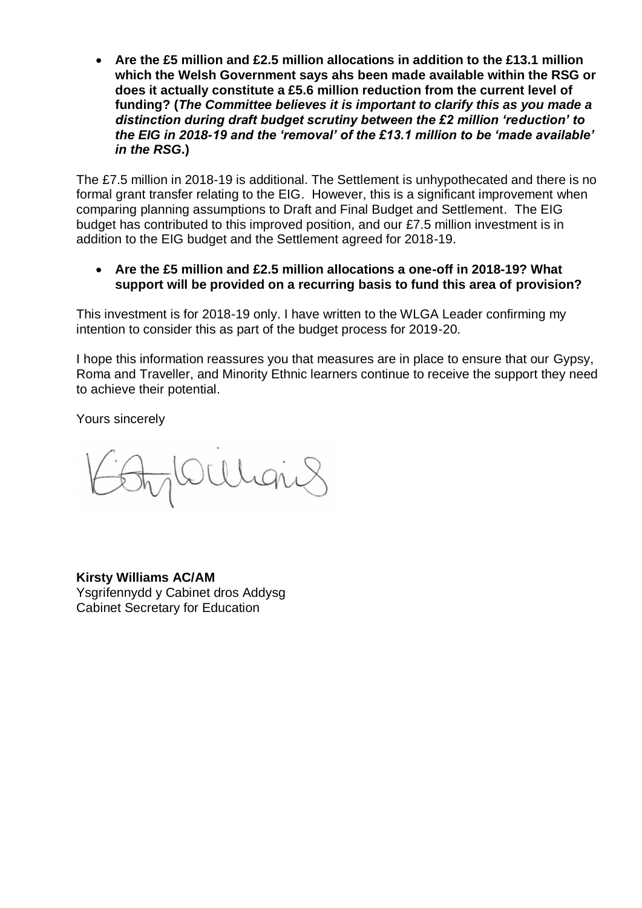- **Are the £5 million and £2.5 million allocations in addition to the £13.1 million which the Welsh Government says ahs been made available within the RSG or does it actually constitute a £5.6 million reduction from the current level of funding? (*The Committee believes it is important to clarify this as you made a distinction during draft budget scrutiny between the £2 million 'reduction' to the EIG in 2018-19 and the 'removal' of the £13.1 million to be 'made available' in the RSG*.)**

The £7.5 million in 2018-19 is additional. The Settlement is unhypothecated and there is no formal grant transfer relating to the EIG. However, this is a significant improvement when comparing planning assumptions to Draft and Final Budget and Settlement. The EIG budget has contributed to this improved position, and our £7.5 million investment is in addition to the EIG budget and the Settlement agreed for 2018-19.

- **Are the £5 million and £2.5 million allocations a one-off in 2018-19? What support will be provided on a recurring basis to fund this area of provision?**

This investment is for 2018-19 only. I have written to the WLGA Leader confirming my intention to consider this as part of the budget process for 2019-20.

I hope this information reassures you that measures are in place to ensure that our Gypsy, Roma and Traveller, and Minority Ethnic learners continue to receive the support they need to achieve their potential.

Yours sincerely

**Kirsty Williams AC/AM**
Ysgrifennydd y Cabinet dros Addysg
Cabinet Secretary for Education